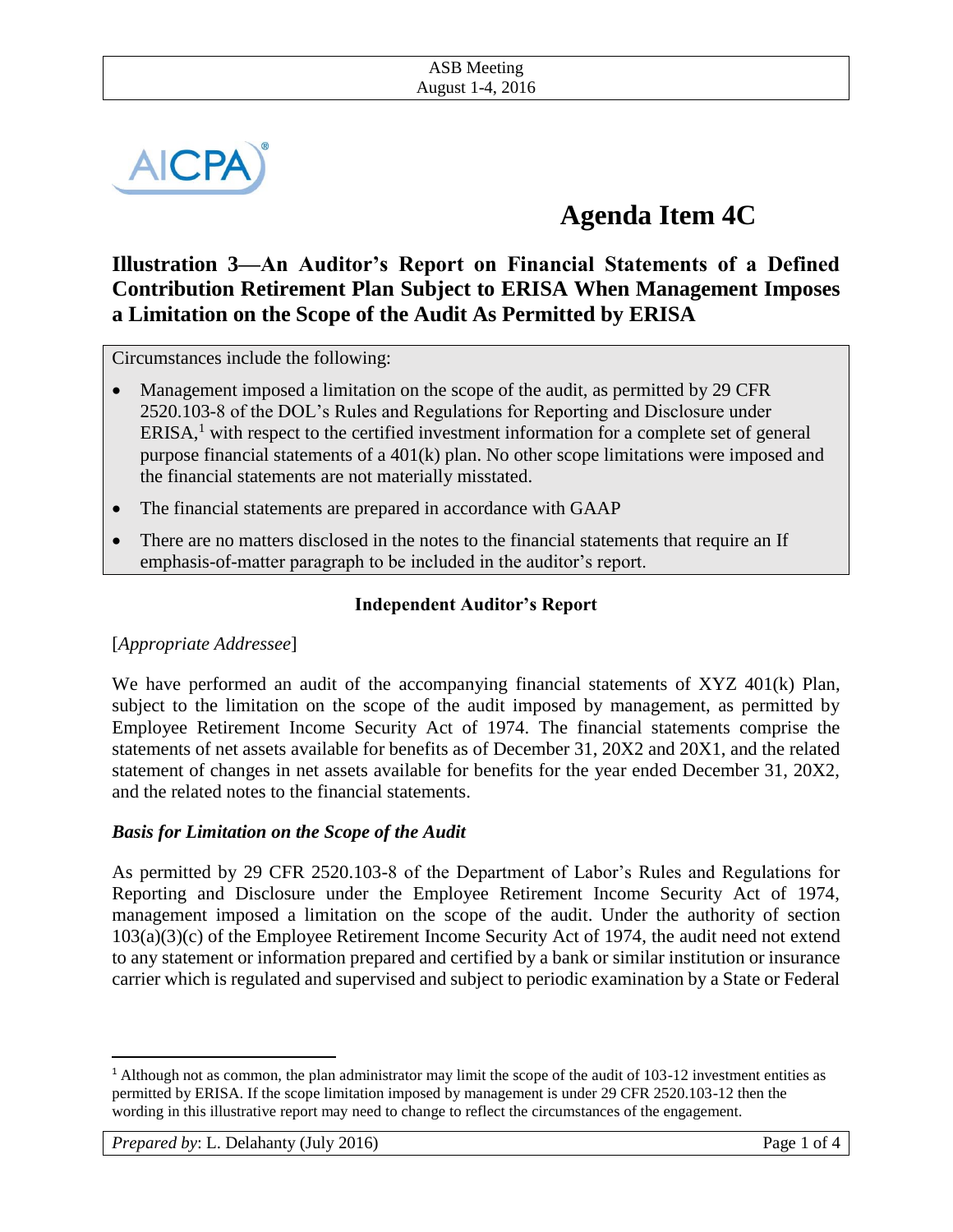# Agenda Item 4C

## Illustration 3—An Auditor's Report on Financial Statements of a Defined Contribution Retirement Plan Subject to ERISA When Management Imposes a Limitation on the Scope of the Audit As Permitted by ERISA

Circumstances include the following:

- Management imposed a limitation on the scope of the audit, as permitted by 29 CFR 2520.103-8 of the DOL's Rules and Regulations for Reporting and Disclosure under ERISA,[1] with respect to the certified investment information for a complete set of general purpose financial statements of a 401(k) plan. No other scope limitations were imposed and the financial statements are not materially misstated.
- The financial statements are prepared in accordance with GAAP
- There are no matters disclosed in the notes to the financial statements that require an If emphasis-of-matter paragraph to be included in the auditor's report.

**Independent Auditor's Report**

[*Appropriate Addressee*]

We have performed an audit of the accompanying financial statements of XYZ 401(k) Plan, subject to the limitation on the scope of the audit imposed by management, as permitted by Employee Retirement Income Security Act of 1974. The financial statements comprise the statements of net assets available for benefits as of December 31, 20X2 and 20X1, and the related statement of changes in net assets available for benefits for the year ended December 31, 20X2, and the related notes to the financial statements.

***Basis for Limitation on the Scope of the Audit***

As permitted by 29 CFR 2520.103-8 of the Department of Labor's Rules and Regulations for Reporting and Disclosure under the Employee Retirement Income Security Act of 1974, management imposed a limitation on the scope of the audit. Under the authority of section 103(a)(3)(c) of the Employee Retirement Income Security Act of 1974, the audit need not extend to any statement or information prepared and certified by a bank or similar institution or insurance carrier which is regulated and supervised and subject to periodic examination by a State or Federal

[1] Although not as common, the plan administrator may limit the scope of the audit of 103-12 investment entities as permitted by ERISA. If the scope limitation imposed by management is under 29 CFR 2520.103-12 then the wording in this illustrative report may need to change to reflect the circumstances of the engagement.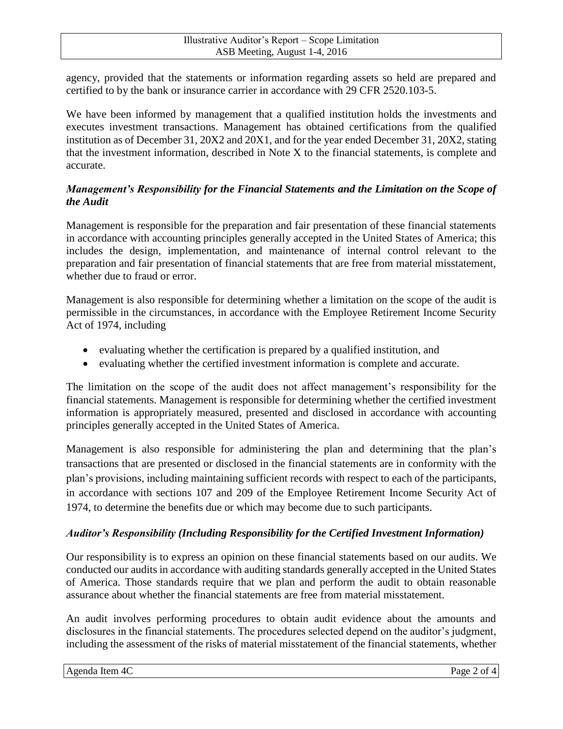agency, provided that the statements or information regarding assets so held are prepared and certified to by the bank or insurance carrier in accordance with 29 CFR 2520.103-5.

We have been informed by management that a qualified institution holds the investments and executes investment transactions. Management has obtained certifications from the qualified institution as of December 31, 20X2 and 20X1, and for the year ended December 31, 20X2, stating that the investment information, described in Note X to the financial statements, is complete and accurate.

### *Management's Responsibility for the Financial Statements and the Limitation on the Scope of the Audit*

Management is responsible for the preparation and fair presentation of these financial statements in accordance with accounting principles generally accepted in the United States of America; this includes the design, implementation, and maintenance of internal control relevant to the preparation and fair presentation of financial statements that are free from material misstatement, whether due to fraud or error.

Management is also responsible for determining whether a limitation on the scope of the audit is permissible in the circumstances, in accordance with the Employee Retirement Income Security Act of 1974, including

- evaluating whether the certification is prepared by a qualified institution, and
- evaluating whether the certified investment information is complete and accurate.

The limitation on the scope of the audit does not affect management's responsibility for the financial statements. Management is responsible for determining whether the certified investment information is appropriately measured, presented and disclosed in accordance with accounting principles generally accepted in the United States of America.

Management is also responsible for administering the plan and determining that the plan's transactions that are presented or disclosed in the financial statements are in conformity with the plan's provisions, including maintaining sufficient records with respect to each of the participants, in accordance with sections 107 and 209 of the Employee Retirement Income Security Act of 1974, to determine the benefits due or which may become due to such participants.

### *Auditor's Responsibility (Including Responsibility for the Certified Investment Information)*

Our responsibility is to express an opinion on these financial statements based on our audits. We conducted our audits in accordance with auditing standards generally accepted in the United States of America. Those standards require that we plan and perform the audit to obtain reasonable assurance about whether the financial statements are free from material misstatement.

An audit involves performing procedures to obtain audit evidence about the amounts and disclosures in the financial statements. The procedures selected depend on the auditor's judgment, including the assessment of the risks of material misstatement of the financial statements, whether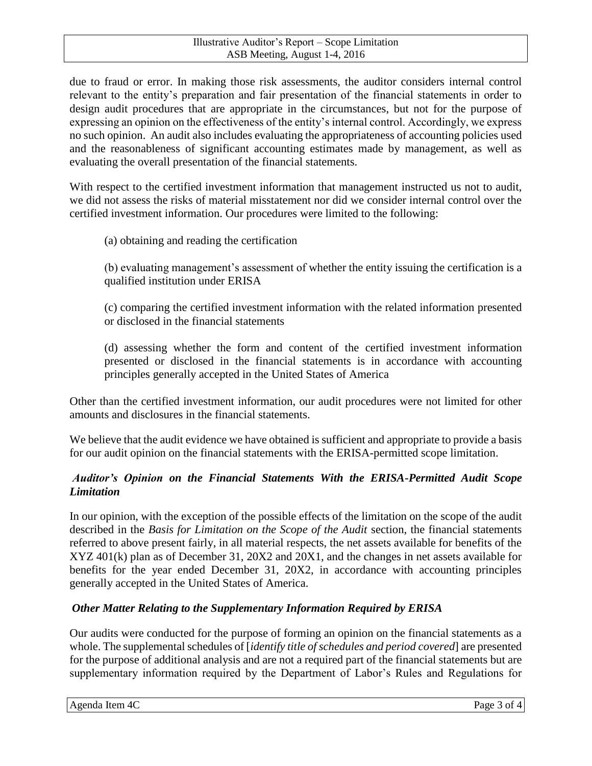due to fraud or error. In making those risk assessments, the auditor considers internal control relevant to the entity's preparation and fair presentation of the financial statements in order to design audit procedures that are appropriate in the circumstances, but not for the purpose of expressing an opinion on the effectiveness of the entity's internal control. Accordingly, we express no such opinion. An audit also includes evaluating the appropriateness of accounting policies used and the reasonableness of significant accounting estimates made by management, as well as evaluating the overall presentation of the financial statements.

With respect to the certified investment information that management instructed us not to audit, we did not assess the risks of material misstatement nor did we consider internal control over the certified investment information. Our procedures were limited to the following:

(a) obtaining and reading the certification

(b) evaluating management's assessment of whether the entity issuing the certification is a qualified institution under ERISA

(c) comparing the certified investment information with the related information presented or disclosed in the financial statements

(d) assessing whether the form and content of the certified investment information presented or disclosed in the financial statements is in accordance with accounting principles generally accepted in the United States of America

Other than the certified investment information, our audit procedures were not limited for other amounts and disclosures in the financial statements.

We believe that the audit evidence we have obtained is sufficient and appropriate to provide a basis for our audit opinion on the financial statements with the ERISA-permitted scope limitation.

***Auditor's Opinion on the Financial Statements With the ERISA-Permitted Audit Scope Limitation***

In our opinion, with the exception of the possible effects of the limitation on the scope of the audit described in the *Basis for Limitation on the Scope of the Audit* section, the financial statements referred to above present fairly, in all material respects, the net assets available for benefits of the XYZ 401(k) plan as of December 31, 20X2 and 20X1, and the changes in net assets available for benefits for the year ended December 31, 20X2, in accordance with accounting principles generally accepted in the United States of America.

***Other Matter Relating to the Supplementary Information Required by ERISA***

Our audits were conducted for the purpose of forming an opinion on the financial statements as a whole. The supplemental schedules of [*identify title of schedules and period covered*] are presented for the purpose of additional analysis and are not a required part of the financial statements but are supplementary information required by the Department of Labor's Rules and Regulations for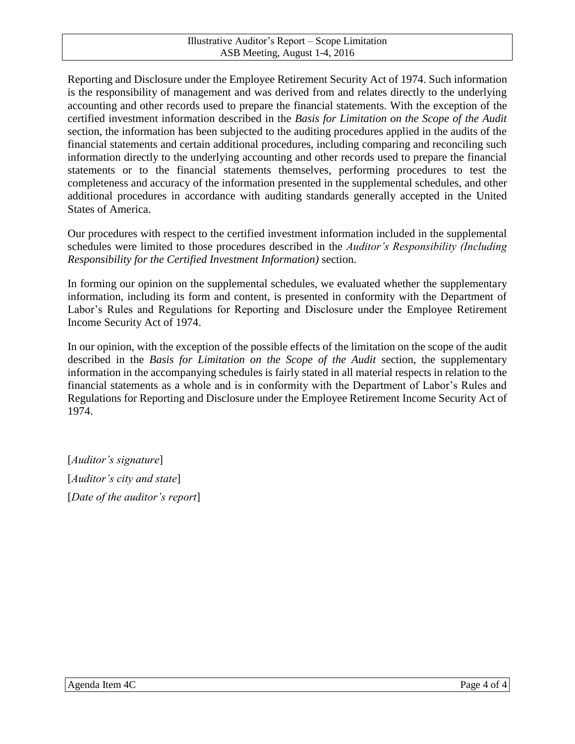Reporting and Disclosure under the Employee Retirement Security Act of 1974. Such information is the responsibility of management and was derived from and relates directly to the underlying accounting and other records used to prepare the financial statements. With the exception of the certified investment information described in the *Basis for Limitation on the Scope of the Audit* section, the information has been subjected to the auditing procedures applied in the audits of the financial statements and certain additional procedures, including comparing and reconciling such information directly to the underlying accounting and other records used to prepare the financial statements or to the financial statements themselves, performing procedures to test the completeness and accuracy of the information presented in the supplemental schedules, and other additional procedures in accordance with auditing standards generally accepted in the United States of America.

Our procedures with respect to the certified investment information included in the supplemental schedules were limited to those procedures described in the *Auditor's Responsibility (Including Responsibility for the Certified Investment Information)* section.

In forming our opinion on the supplemental schedules, we evaluated whether the supplementary information, including its form and content, is presented in conformity with the Department of Labor's Rules and Regulations for Reporting and Disclosure under the Employee Retirement Income Security Act of 1974.

In our opinion, with the exception of the possible effects of the limitation on the scope of the audit described in the *Basis for Limitation on the Scope of the Audit* section, the supplementary information in the accompanying schedules is fairly stated in all material respects in relation to the financial statements as a whole and is in conformity with the Department of Labor's Rules and Regulations for Reporting and Disclosure under the Employee Retirement Income Security Act of 1974.

[*Auditor's signature*]

[*Auditor's city and state*]

[*Date of the auditor's report*]